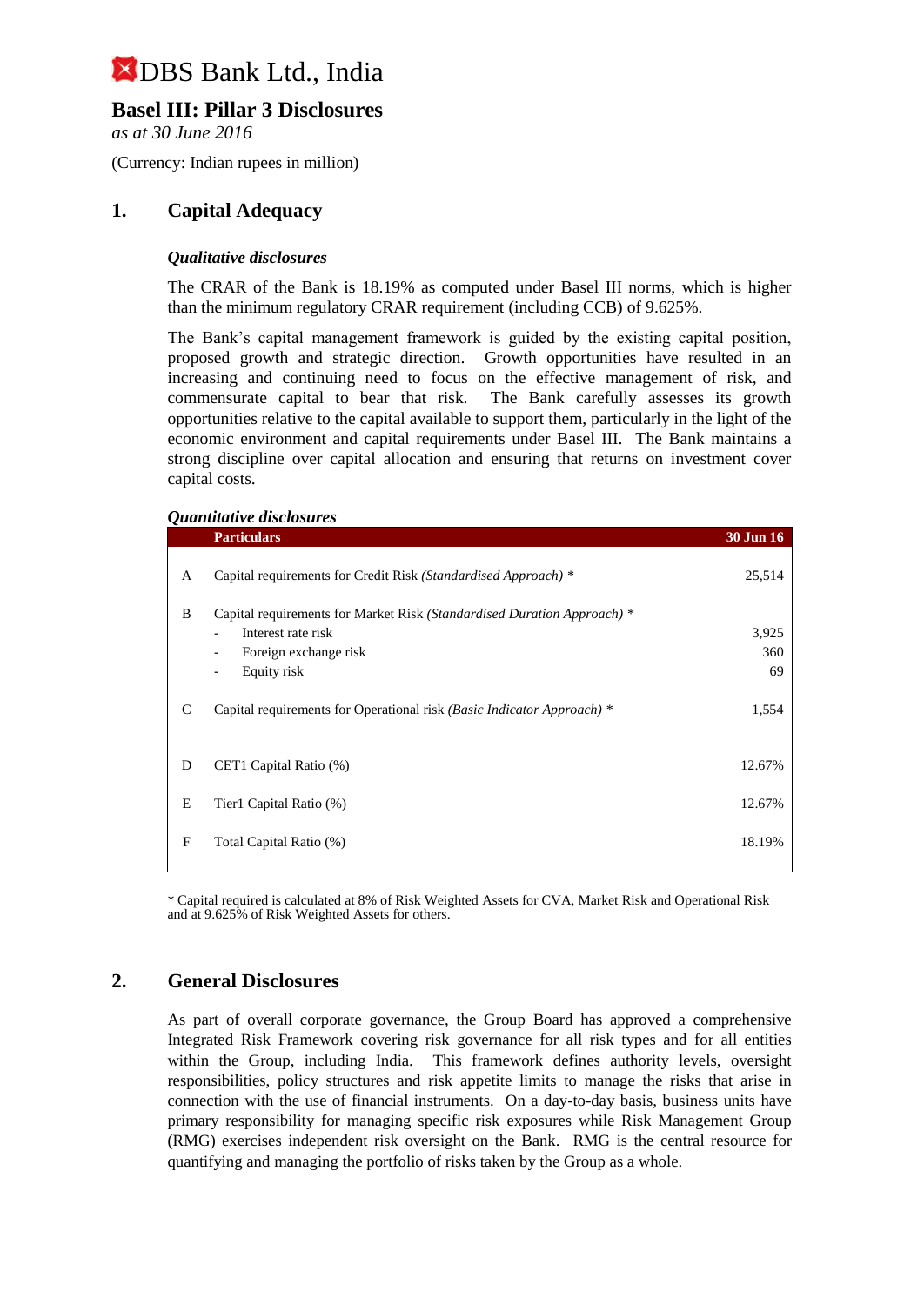# DBS Bank Ltd., India

## Basel III: Pillar 3 Disclosures

*as at 30 June 2016*

(Currency: Indian rupees in million)

## 1. Capital Adequacy

### *Qualitative disclosures*

The CRAR of the Bank is 18.19% as computed under Basel III norms, which is higher than the minimum regulatory CRAR requirement (including CCB) of 9.625%.

The Bank's capital management framework is guided by the existing capital position, proposed growth and strategic direction. Growth opportunities have resulted in an increasing and continuing need to focus on the effective management of risk, and commensurate capital to bear that risk. The Bank carefully assesses its growth opportunities relative to the capital available to support them, particularly in the light of the economic environment and capital requirements under Basel III. The Bank maintains a strong discipline over capital allocation and ensuring that returns on investment cover capital costs.

### *Quantitative disclosures*

| | Particulars | 30 Jun 16 |
|---|---|---|
| A | Capital requirements for Credit Risk *(Standardised Approach)* * | 25,514 |
| B | Capital requirements for Market Risk *(Standardised Duration Approach)* * | |
| | - Interest rate risk | 3,925 |
| | - Foreign exchange risk | 360 |
| | - Equity risk | 69 |
| C | Capital requirements for Operational risk *(Basic Indicator Approach)* * | 1,554 |
| D | CET1 Capital Ratio (%) | 12.67% |
| E | Tier1 Capital Ratio (%) | 12.67% |
| F | Total Capital Ratio (%) | 18.19% |

* Capital required is calculated at 8% of Risk Weighted Assets for CVA, Market Risk and Operational Risk and at 9.625% of Risk Weighted Assets for others.

## 2. General Disclosures

As part of overall corporate governance, the Group Board has approved a comprehensive Integrated Risk Framework covering risk governance for all risk types and for all entities within the Group, including India. This framework defines authority levels, oversight responsibilities, policy structures and risk appetite limits to manage the risks that arise in connection with the use of financial instruments. On a day-to-day basis, business units have primary responsibility for managing specific risk exposures while Risk Management Group (RMG) exercises independent risk oversight on the Bank. RMG is the central resource for quantifying and managing the portfolio of risks taken by the Group as a whole.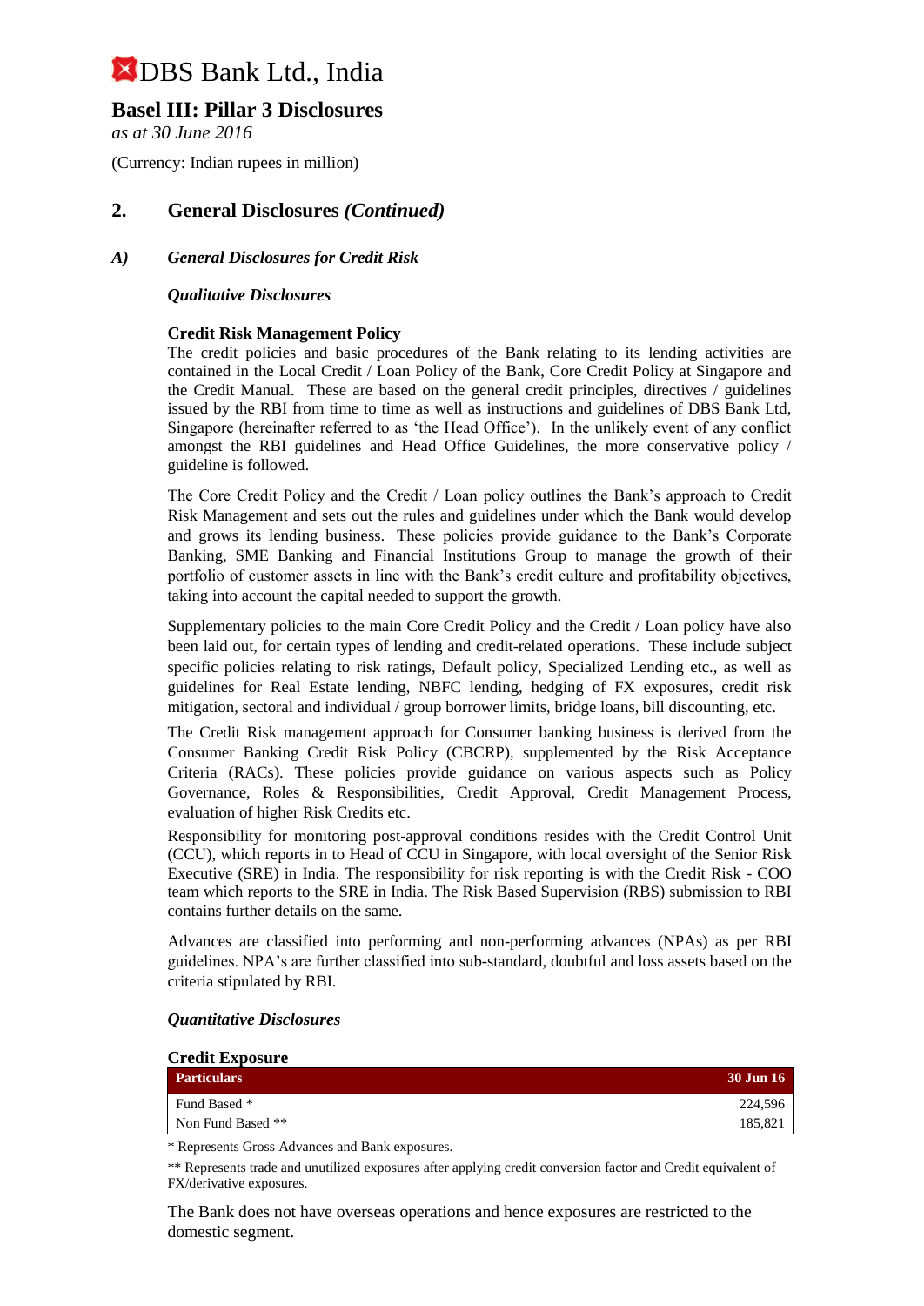# DBS Bank Ltd., India

## Basel III: Pillar 3 Disclosures

*as at 30 June 2016*

(Currency: Indian rupees in million)

## 2. General Disclosures *(Continued)*

### *A) General Disclosures for Credit Risk*

***Qualitative Disclosures***

**Credit Risk Management Policy**

The credit policies and basic procedures of the Bank relating to its lending activities are contained in the Local Credit / Loan Policy of the Bank, Core Credit Policy at Singapore and the Credit Manual. These are based on the general credit principles, directives / guidelines issued by the RBI from time to time as well as instructions and guidelines of DBS Bank Ltd, Singapore (hereinafter referred to as 'the Head Office'). In the unlikely event of any conflict amongst the RBI guidelines and Head Office Guidelines, the more conservative policy / guideline is followed.

The Core Credit Policy and the Credit / Loan policy outlines the Bank's approach to Credit Risk Management and sets out the rules and guidelines under which the Bank would develop and grows its lending business. These policies provide guidance to the Bank's Corporate Banking, SME Banking and Financial Institutions Group to manage the growth of their portfolio of customer assets in line with the Bank's credit culture and profitability objectives, taking into account the capital needed to support the growth.

Supplementary policies to the main Core Credit Policy and the Credit / Loan policy have also been laid out, for certain types of lending and credit-related operations. These include subject specific policies relating to risk ratings, Default policy, Specialized Lending etc., as well as guidelines for Real Estate lending, NBFC lending, hedging of FX exposures, credit risk mitigation, sectoral and individual / group borrower limits, bridge loans, bill discounting, etc.

The Credit Risk management approach for Consumer banking business is derived from the Consumer Banking Credit Risk Policy (CBCRP), supplemented by the Risk Acceptance Criteria (RACs). These policies provide guidance on various aspects such as Policy Governance, Roles & Responsibilities, Credit Approval, Credit Management Process, evaluation of higher Risk Credits etc.

Responsibility for monitoring post-approval conditions resides with the Credit Control Unit (CCU), which reports in to Head of CCU in Singapore, with local oversight of the Senior Risk Executive (SRE) in India. The responsibility for risk reporting is with the Credit Risk - COO team which reports to the SRE in India. The Risk Based Supervision (RBS) submission to RBI contains further details on the same.

Advances are classified into performing and non-performing advances (NPAs) as per RBI guidelines. NPA's are further classified into sub-standard, doubtful and loss assets based on the criteria stipulated by RBI.

***Quantitative Disclosures***

**Credit Exposure**

| Particulars | 30 Jun 16 |
|---|---|
| Fund Based * | 224,596 |
| Non Fund Based ** | 185,821 |

* Represents Gross Advances and Bank exposures.

** Represents trade and unutilized exposures after applying credit conversion factor and Credit equivalent of FX/derivative exposures.

The Bank does not have overseas operations and hence exposures are restricted to the domestic segment.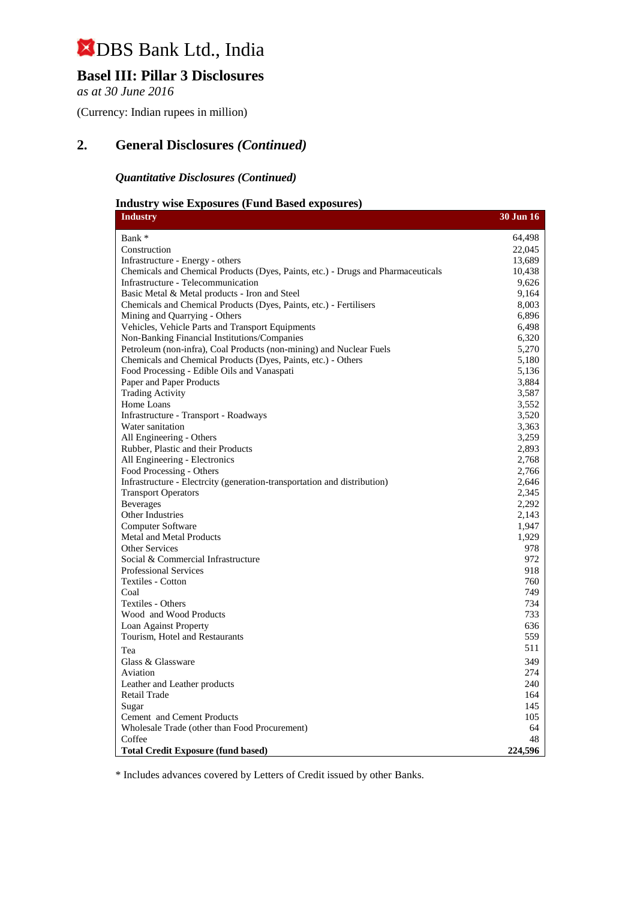# DBS Bank Ltd., India

## Basel III: Pillar 3 Disclosures

*as at 30 June 2016*

(Currency: Indian rupees in million)

## 2. General Disclosures *(Continued)*

### *Quantitative Disclosures (Continued)*

**Industry wise Exposures (Fund Based exposures)**

| Industry | 30 Jun 16 |
|---|---|
| Bank * | 64,498 |
| Construction | 22,045 |
| Infrastructure - Energy - others | 13,689 |
| Chemicals and Chemical Products (Dyes, Paints, etc.) - Drugs and Pharmaceuticals | 10,438 |
| Infrastructure - Telecommunication | 9,626 |
| Basic Metal & Metal products - Iron and Steel | 9,164 |
| Chemicals and Chemical Products (Dyes, Paints, etc.) - Fertilisers | 8,003 |
| Mining and Quarrying - Others | 6,896 |
| Vehicles, Vehicle Parts and Transport Equipments | 6,498 |
| Non-Banking Financial Institutions/Companies | 6,320 |
| Petroleum (non-infra), Coal Products (non-mining) and Nuclear Fuels | 5,270 |
| Chemicals and Chemical Products (Dyes, Paints, etc.) - Others | 5,180 |
| Food Processing - Edible Oils and Vanaspati | 5,136 |
| Paper and Paper Products | 3,884 |
| Trading Activity | 3,587 |
| Home Loans | 3,552 |
| Infrastructure - Transport - Roadways | 3,520 |
| Water sanitation | 3,363 |
| All Engineering - Others | 3,259 |
| Rubber, Plastic and their Products | 2,893 |
| All Engineering - Electronics | 2,768 |
| Food Processing - Others | 2,766 |
| Infrastructure - Electrcity (generation-transportation and distribution) | 2,646 |
| Transport Operators | 2,345 |
| Beverages | 2,292 |
| Other Industries | 2,143 |
| Computer Software | 1,947 |
| Metal and Metal Products | 1,929 |
| Other Services | 978 |
| Social & Commercial Infrastructure | 972 |
| Professional Services | 918 |
| Textiles - Cotton | 760 |
| Coal | 749 |
| Textiles - Others | 734 |
| Wood and Wood Products | 733 |
| Loan Against Property | 636 |
| Tourism, Hotel and Restaurants | 559 |
| Tea | 511 |
| Glass & Glassware | 349 |
| Aviation | 274 |
| Leather and Leather products | 240 |
| Retail Trade | 164 |
| Sugar | 145 |
| Cement and Cement Products | 105 |
| Wholesale Trade (other than Food Procurement) | 64 |
| Coffee | 48 |
| **Total Credit Exposure (fund based)** | **224,596** |

* Includes advances covered by Letters of Credit issued by other Banks.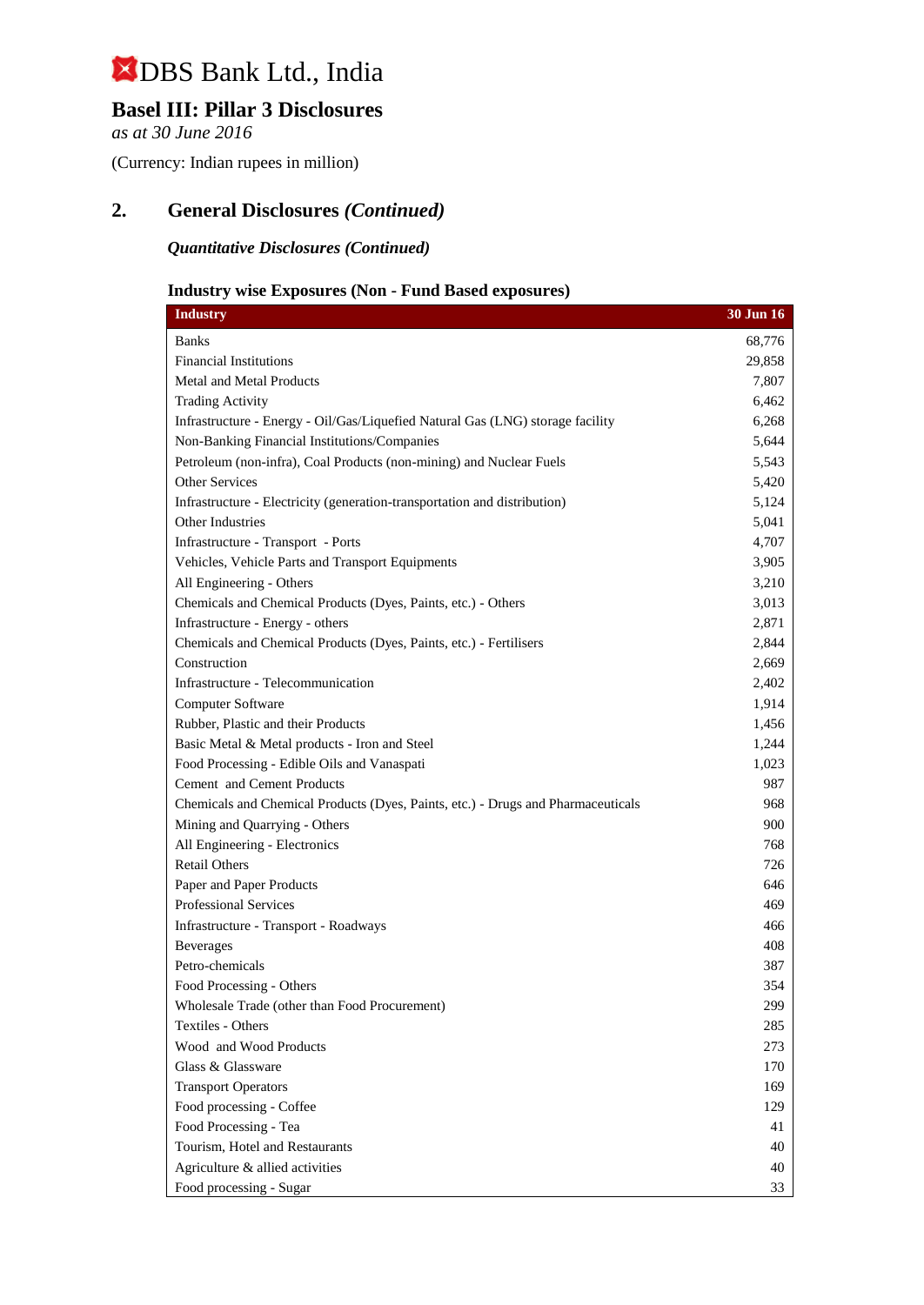# DBS Bank Ltd., India

## Basel III: Pillar 3 Disclosures

*as at 30 June 2016*

(Currency: Indian rupees in million)

## 2. General Disclosures *(Continued)*

***Quantitative Disclosures (Continued)***

### Industry wise Exposures (Non - Fund Based exposures)

| Industry | 30 Jun 16 |
|---|---|
| Banks | 68,776 |
| Financial Institutions | 29,858 |
| Metal and Metal Products | 7,807 |
| Trading Activity | 6,462 |
| Infrastructure - Energy - Oil/Gas/Liquefied Natural Gas (LNG) storage facility | 6,268 |
| Non-Banking Financial Institutions/Companies | 5,644 |
| Petroleum (non-infra), Coal Products (non-mining) and Nuclear Fuels | 5,543 |
| Other Services | 5,420 |
| Infrastructure - Electricity (generation-transportation and distribution) | 5,124 |
| Other Industries | 5,041 |
| Infrastructure - Transport - Ports | 4,707 |
| Vehicles, Vehicle Parts and Transport Equipments | 3,905 |
| All Engineering - Others | 3,210 |
| Chemicals and Chemical Products (Dyes, Paints, etc.) - Others | 3,013 |
| Infrastructure - Energy - others | 2,871 |
| Chemicals and Chemical Products (Dyes, Paints, etc.) - Fertilisers | 2,844 |
| Construction | 2,669 |
| Infrastructure - Telecommunication | 2,402 |
| Computer Software | 1,914 |
| Rubber, Plastic and their Products | 1,456 |
| Basic Metal & Metal products - Iron and Steel | 1,244 |
| Food Processing - Edible Oils and Vanaspati | 1,023 |
| Cement and Cement Products | 987 |
| Chemicals and Chemical Products (Dyes, Paints, etc.) - Drugs and Pharmaceuticals | 968 |
| Mining and Quarrying - Others | 900 |
| All Engineering - Electronics | 768 |
| Retail Others | 726 |
| Paper and Paper Products | 646 |
| Professional Services | 469 |
| Infrastructure - Transport - Roadways | 466 |
| Beverages | 408 |
| Petro-chemicals | 387 |
| Food Processing - Others | 354 |
| Wholesale Trade (other than Food Procurement) | 299 |
| Textiles - Others | 285 |
| Wood and Wood Products | 273 |
| Glass & Glassware | 170 |
| Transport Operators | 169 |
| Food processing - Coffee | 129 |
| Food Processing - Tea | 41 |
| Tourism, Hotel and Restaurants | 40 |
| Agriculture & allied activities | 40 |
| Food processing - Sugar | 33 |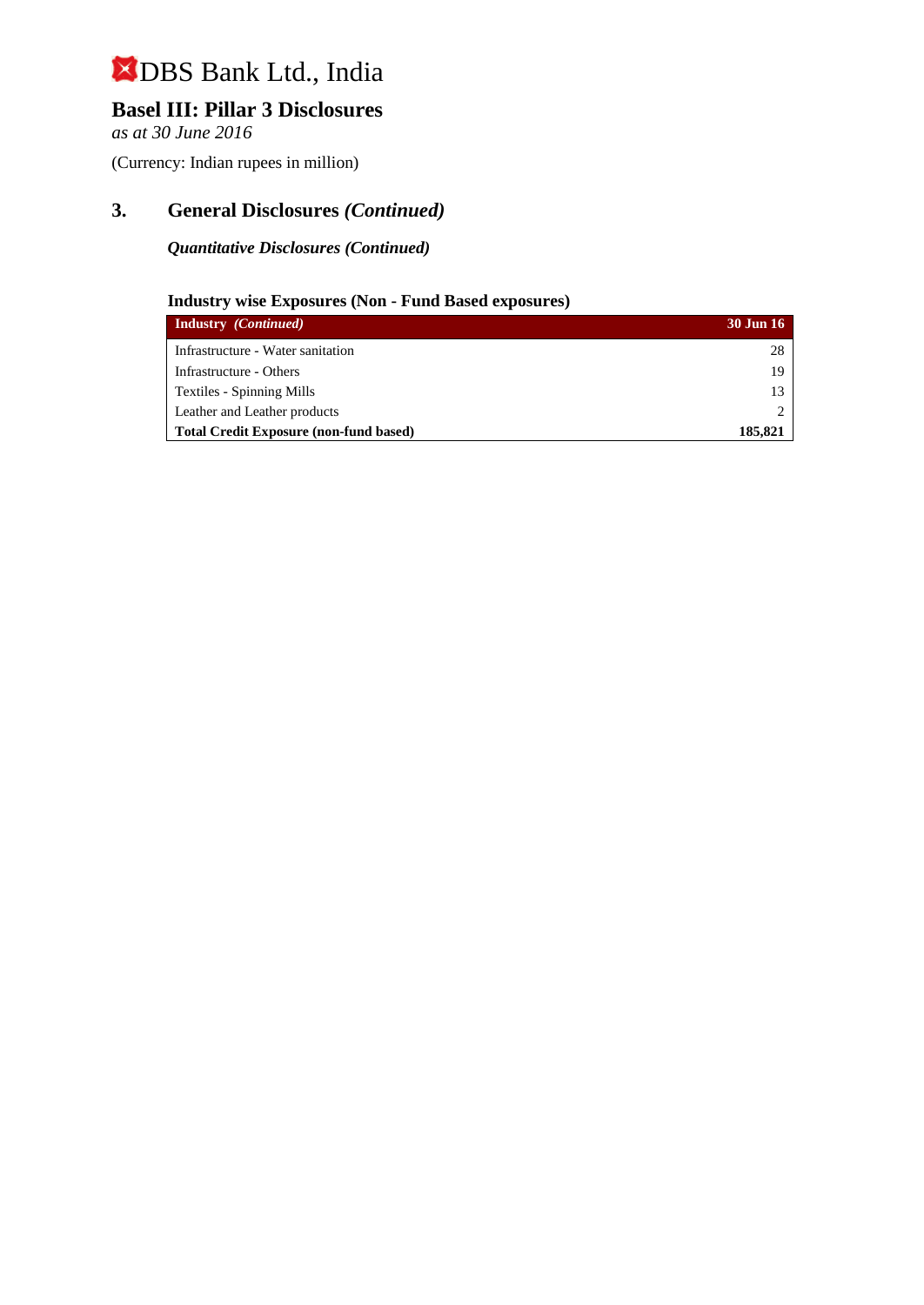# DBS Bank Ltd., India

## Basel III: Pillar 3 Disclosures

*as at 30 June 2016*

(Currency: Indian rupees in million)

## 3. General Disclosures *(Continued)*

***Quantitative Disclosures (Continued)***

### Industry wise Exposures (Non - Fund Based exposures)

| **Industry** ***(Continued)*** | **30 Jun 16** |
|---|---|
| Infrastructure - Water sanitation | 28 |
| Infrastructure - Others | 19 |
| Textiles - Spinning Mills | 13 |
| Leather and Leather products | 2 |
| **Total Credit Exposure (non-fund based)** | **185,821** |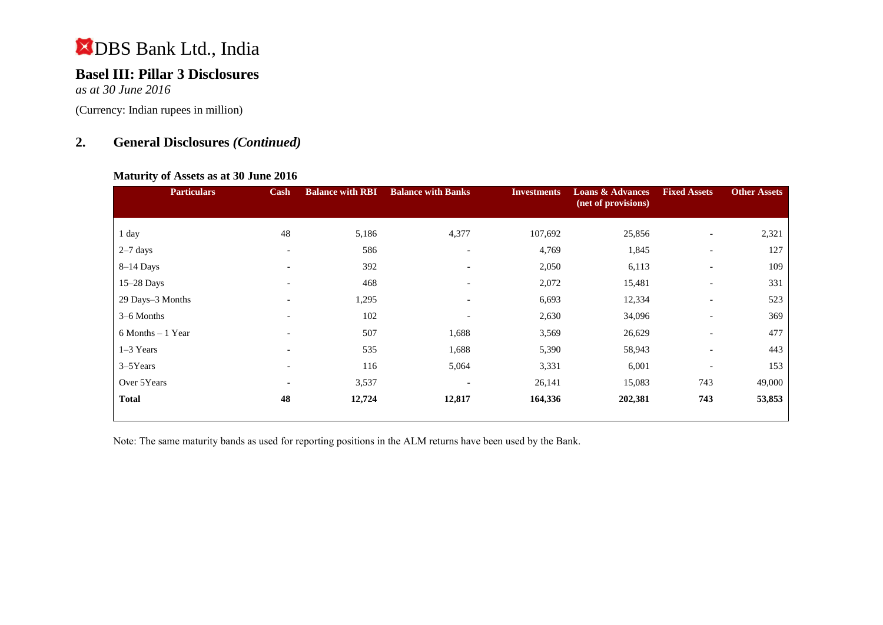# DBS Bank Ltd., India

## Basel III: Pillar 3 Disclosures

*as at 30 June 2016*

(Currency: Indian rupees in million)

## 2. General Disclosures *(Continued)*

### Maturity of Assets as at 30 June 2016

| Particulars | Cash | Balance with RBI | Balance with Banks | Investments | Loans & Advances (net of provisions) | Fixed Assets | Other Assets |
|---|---|---|---|---|---|---|---|
| 1 day | 48 | 5,186 | 4,377 | 107,692 | 25,856 | - | 2,321 |
| 2–7 days | - | 586 | - | 4,769 | 1,845 | - | 127 |
| 8–14 Days | - | 392 | - | 2,050 | 6,113 | - | 109 |
| 15–28 Days | - | 468 | - | 2,072 | 15,481 | - | 331 |
| 29 Days–3 Months | - | 1,295 | - | 6,693 | 12,334 | - | 523 |
| 3–6 Months | - | 102 | - | 2,630 | 34,096 | - | 369 |
| 6 Months – 1 Year | - | 507 | 1,688 | 3,569 | 26,629 | - | 477 |
| 1–3 Years | - | 535 | 1,688 | 5,390 | 58,943 | - | 443 |
| 3–5Years | - | 116 | 5,064 | 3,331 | 6,001 | - | 153 |
| Over 5Years | - | 3,537 | - | 26,141 | 15,083 | 743 | 49,000 |
| **Total** | **48** | **12,724** | **12,817** | **164,336** | **202,381** | **743** | **53,853** |

Note: The same maturity bands as used for reporting positions in the ALM returns have been used by the Bank.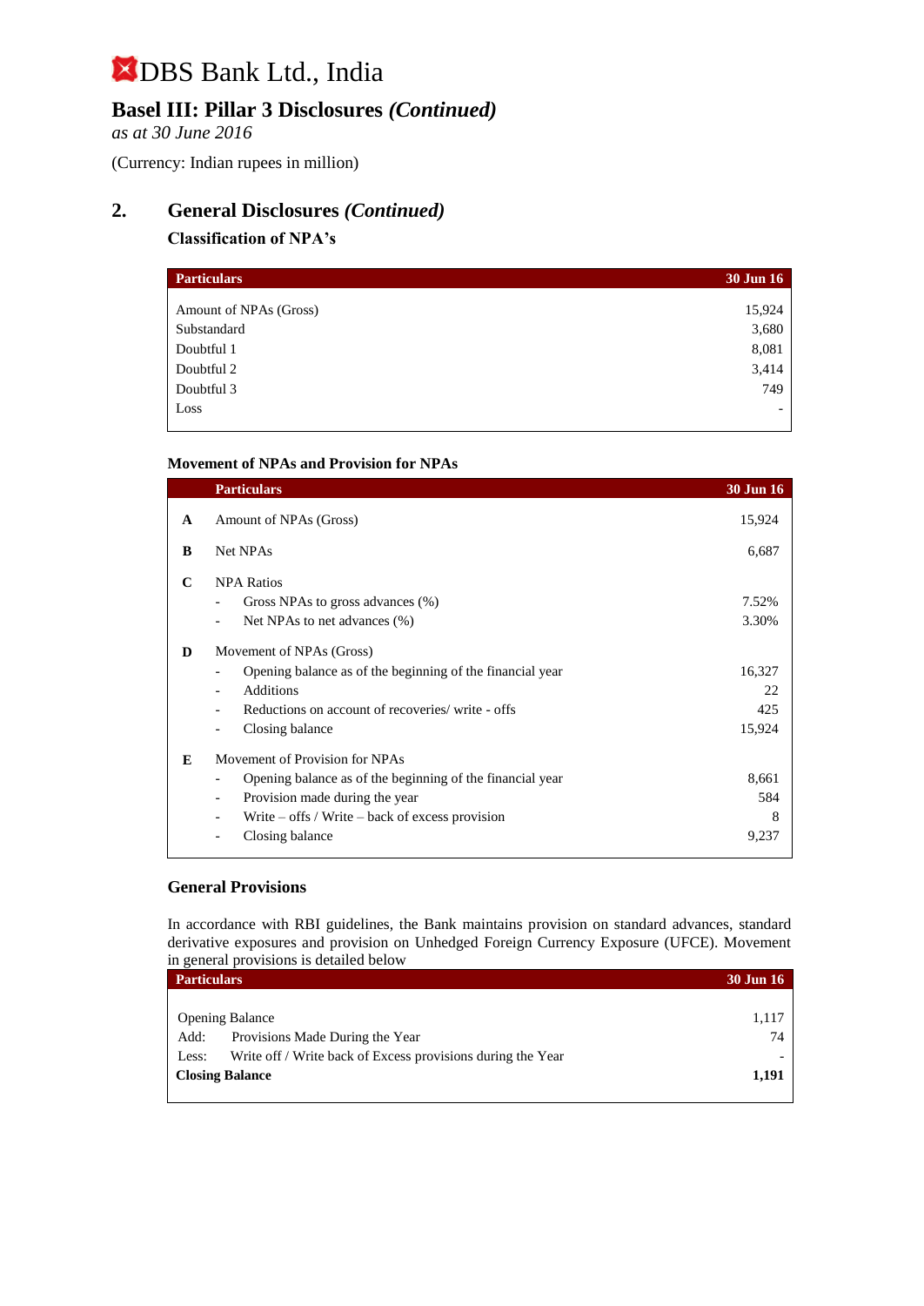# DBS Bank Ltd., India

## Basel III: Pillar 3 Disclosures *(Continued)*

*as at 30 June 2016*

(Currency: Indian rupees in million)

## 2. General Disclosures *(Continued)*

### Classification of NPA's

| Particulars | 30 Jun 16 |
|---|---|
| Amount of NPAs (Gross) | 15,924 |
| Substandard | 3,680 |
| Doubtful 1 | 8,081 |
| Doubtful 2 | 3,414 |
| Doubtful 3 | 749 |
| Loss | - |

### Movement of NPAs and Provision for NPAs

| | Particulars | 30 Jun 16 |
|---|---|---|
| **A** | Amount of NPAs (Gross) | 15,924 |
| **B** | Net NPAs | 6,687 |
| **C** | NPA Ratios | |
| | - Gross NPAs to gross advances (%) | 7.52% |
| | - Net NPAs to net advances (%) | 3.30% |
| **D** | Movement of NPAs (Gross) | |
| | - Opening balance as of the beginning of the financial year | 16,327 |
| | - Additions | 22 |
| | - Reductions on account of recoveries/ write - offs | 425 |
| | - Closing balance | 15,924 |
| **E** | Movement of Provision for NPAs | |
| | - Opening balance as of the beginning of the financial year | 8,661 |
| | - Provision made during the year | 584 |
| | - Write – offs / Write – back of excess provision | 8 |
| | - Closing balance | 9,237 |

### General Provisions

In accordance with RBI guidelines, the Bank maintains provision on standard advances, standard derivative exposures and provision on Unhedged Foreign Currency Exposure (UFCE). Movement in general provisions is detailed below

| Particulars | 30 Jun 16 |
|---|---|
| Opening Balance | 1,117 |
| Add: Provisions Made During the Year | 74 |
| Less: Write off / Write back of Excess provisions during the Year | - |
| **Closing Balance** | **1,191** |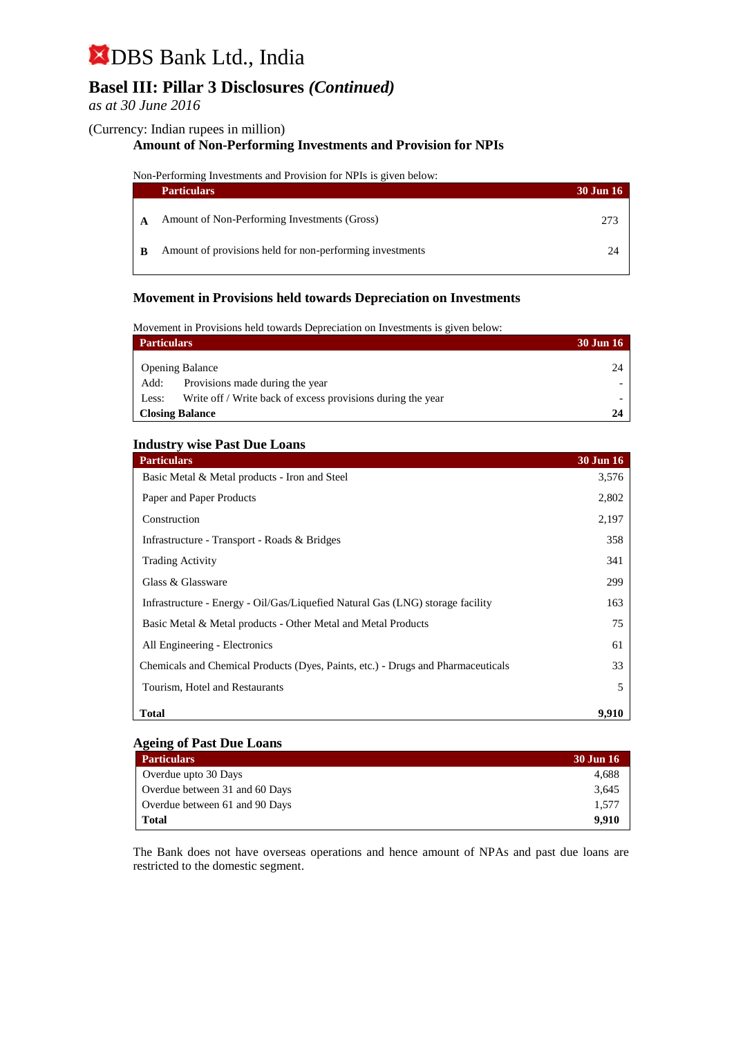# DBS Bank Ltd., India

## Basel III: Pillar 3 Disclosures *(Continued)*

*as at 30 June 2016*

(Currency: Indian rupees in million)

### Amount of Non-Performing Investments and Provision for NPIs

Non-Performing Investments and Provision for NPIs is given below:

| | Particulars | 30 Jun 16 |
|---|---|---|
| **A** | Amount of Non-Performing Investments (Gross) | 273 |
| **B** | Amount of provisions held for non-performing investments | 24 |

### Movement in Provisions held towards Depreciation on Investments

Movement in Provisions held towards Depreciation on Investments is given below:

| Particulars | 30 Jun 16 |
|---|---|
| Opening Balance | 24 |
| Add: Provisions made during the year | - |
| Less: Write off / Write back of excess provisions during the year | - |
| **Closing Balance** | **24** |

### Industry wise Past Due Loans

| Particulars | 30 Jun 16 |
|---|---|
| Basic Metal & Metal products - Iron and Steel | 3,576 |
| Paper and Paper Products | 2,802 |
| Construction | 2,197 |
| Infrastructure - Transport - Roads & Bridges | 358 |
| Trading Activity | 341 |
| Glass & Glassware | 299 |
| Infrastructure - Energy - Oil/Gas/Liquefied Natural Gas (LNG) storage facility | 163 |
| Basic Metal & Metal products - Other Metal and Metal Products | 75 |
| All Engineering - Electronics | 61 |
| Chemicals and Chemical Products (Dyes, Paints, etc.) - Drugs and Pharmaceuticals | 33 |
| Tourism, Hotel and Restaurants | 5 |
| **Total** | **9,910** |

### Ageing of Past Due Loans

| Particulars | 30 Jun 16 |
|---|---|
| Overdue upto 30 Days | 4,688 |
| Overdue between 31 and 60 Days | 3,645 |
| Overdue between 61 and 90 Days | 1,577 |
| **Total** | **9,910** |

The Bank does not have overseas operations and hence amount of NPAs and past due loans are restricted to the domestic segment.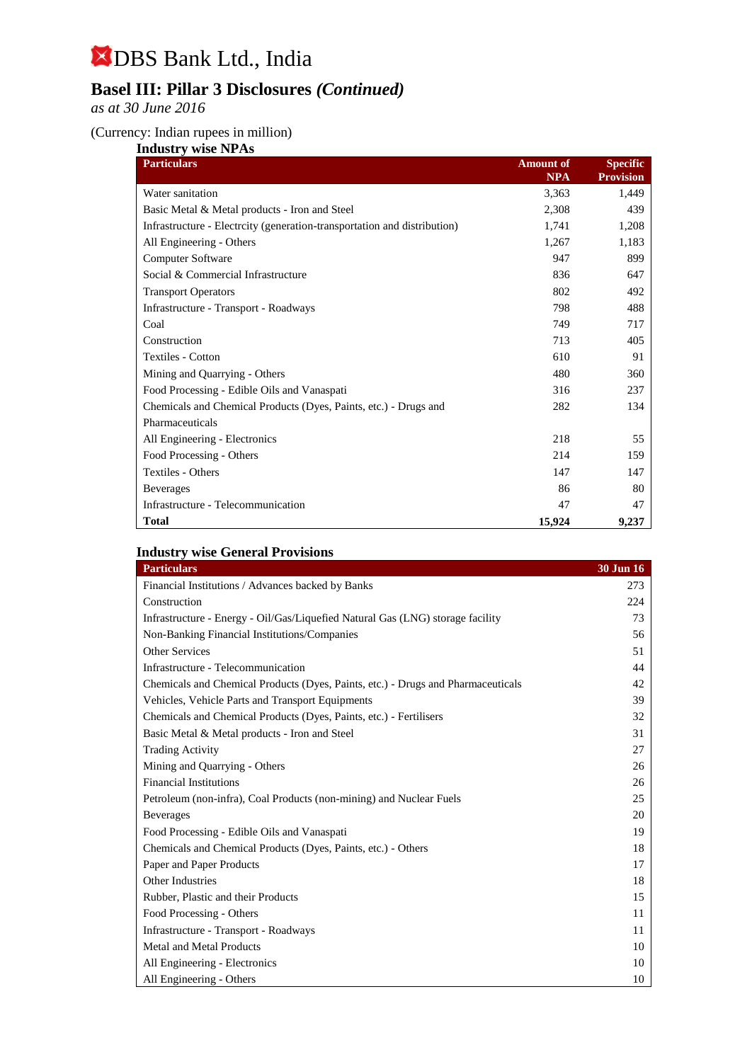# DBS Bank Ltd., India

## Basel III: Pillar 3 Disclosures *(Continued)*

*as at 30 June 2016*

(Currency: Indian rupees in million)

### Industry wise NPAs

| Particulars | Amount of NPA | Specific Provision |
|---|---|---|
| Water sanitation | 3,363 | 1,449 |
| Basic Metal & Metal products - Iron and Steel | 2,308 | 439 |
| Infrastructure - Electrcity (generation-transportation and distribution) | 1,741 | 1,208 |
| All Engineering - Others | 1,267 | 1,183 |
| Computer Software | 947 | 899 |
| Social & Commercial Infrastructure | 836 | 647 |
| Transport Operators | 802 | 492 |
| Infrastructure - Transport - Roadways | 798 | 488 |
| Coal | 749 | 717 |
| Construction | 713 | 405 |
| Textiles - Cotton | 610 | 91 |
| Mining and Quarrying - Others | 480 | 360 |
| Food Processing - Edible Oils and Vanaspati | 316 | 237 |
| Chemicals and Chemical Products (Dyes, Paints, etc.) - Drugs and Pharmaceuticals | 282 | 134 |
| All Engineering - Electronics | 218 | 55 |
| Food Processing - Others | 214 | 159 |
| Textiles - Others | 147 | 147 |
| Beverages | 86 | 80 |
| Infrastructure - Telecommunication | 47 | 47 |
| **Total** | **15,924** | **9,237** |

### Industry wise General Provisions

| Particulars | 30 Jun 16 |
|---|---|
| Financial Institutions / Advances backed by Banks | 273 |
| Construction | 224 |
| Infrastructure - Energy - Oil/Gas/Liquefied Natural Gas (LNG) storage facility | 73 |
| Non-Banking Financial Institutions/Companies | 56 |
| Other Services | 51 |
| Infrastructure - Telecommunication | 44 |
| Chemicals and Chemical Products (Dyes, Paints, etc.) - Drugs and Pharmaceuticals | 42 |
| Vehicles, Vehicle Parts and Transport Equipments | 39 |
| Chemicals and Chemical Products (Dyes, Paints, etc.) - Fertilisers | 32 |
| Basic Metal & Metal products - Iron and Steel | 31 |
| Trading Activity | 27 |
| Mining and Quarrying - Others | 26 |
| Financial Institutions | 26 |
| Petroleum (non-infra), Coal Products (non-mining) and Nuclear Fuels | 25 |
| Beverages | 20 |
| Food Processing - Edible Oils and Vanaspati | 19 |
| Chemicals and Chemical Products (Dyes, Paints, etc.) - Others | 18 |
| Paper and Paper Products | 17 |
| Other Industries | 18 |
| Rubber, Plastic and their Products | 15 |
| Food Processing - Others | 11 |
| Infrastructure - Transport - Roadways | 11 |
| Metal and Metal Products | 10 |
| All Engineering - Electronics | 10 |
| All Engineering - Others | 10 |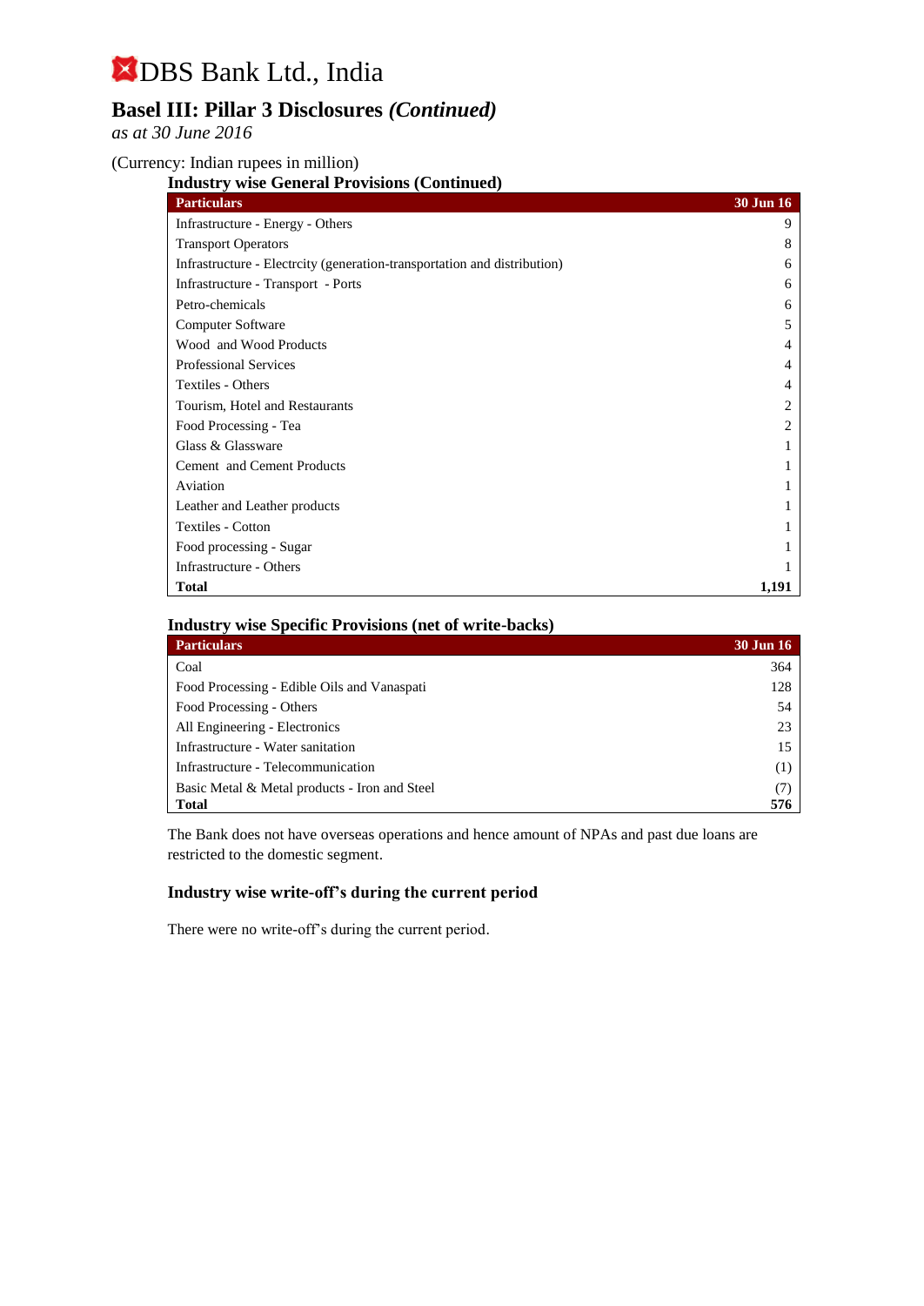# DBS Bank Ltd., India

## Basel III: Pillar 3 Disclosures *(Continued)*

*as at 30 June 2016*

(Currency: Indian rupees in million)

### Industry wise General Provisions (Continued)

| Particulars | 30 Jun 16 |
|---|---|
| Infrastructure - Energy - Others | 9 |
| Transport Operators | 8 |
| Infrastructure - Electrcity (generation-transportation and distribution) | 6 |
| Infrastructure - Transport - Ports | 6 |
| Petro-chemicals | 6 |
| Computer Software | 5 |
| Wood and Wood Products | 4 |
| Professional Services | 4 |
| Textiles - Others | 4 |
| Tourism, Hotel and Restaurants | 2 |
| Food Processing - Tea | 2 |
| Glass & Glassware | 1 |
| Cement and Cement Products | 1 |
| Aviation | 1 |
| Leather and Leather products | 1 |
| Textiles - Cotton | 1 |
| Food processing - Sugar | 1 |
| Infrastructure - Others | 1 |
| **Total** | **1,191** |

### Industry wise Specific Provisions (net of write-backs)

| Particulars | 30 Jun 16 |
|---|---|
| Coal | 364 |
| Food Processing - Edible Oils and Vanaspati | 128 |
| Food Processing - Others | 54 |
| All Engineering - Electronics | 23 |
| Infrastructure - Water sanitation | 15 |
| Infrastructure - Telecommunication | (1) |
| Basic Metal & Metal products - Iron and Steel | (7) |
| **Total** | **576** |

The Bank does not have overseas operations and hence amount of NPAs and past due loans are restricted to the domestic segment.

### Industry wise write-off's during the current period

There were no write-off's during the current period.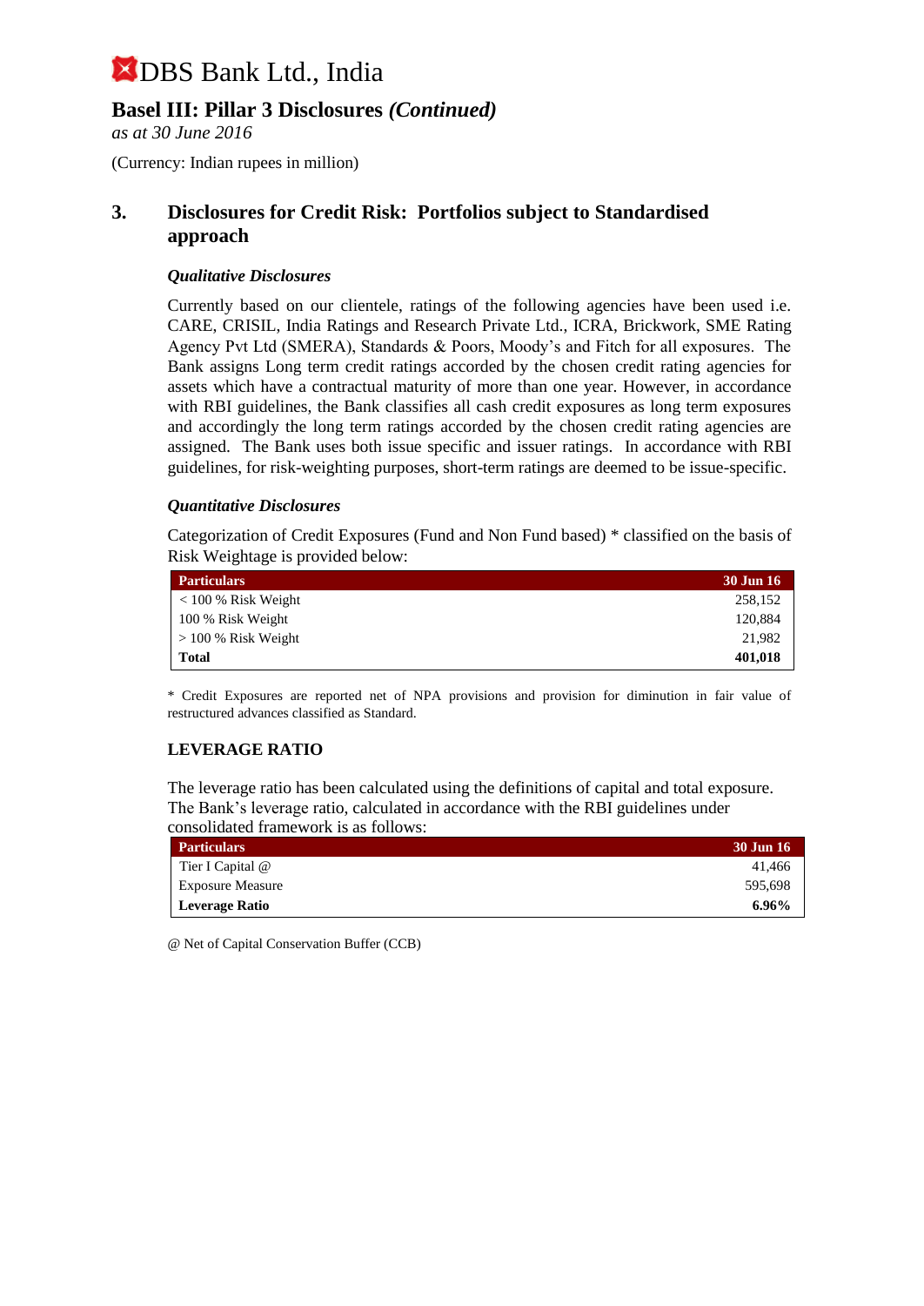# DBS Bank Ltd., India

## Basel III: Pillar 3 Disclosures *(Continued)*

*as at 30 June 2016*

(Currency: Indian rupees in million)

## 3. Disclosures for Credit Risk: Portfolios subject to Standardised approach

### *Qualitative Disclosures*

Currently based on our clientele, ratings of the following agencies have been used i.e. CARE, CRISIL, India Ratings and Research Private Ltd., ICRA, Brickwork, SME Rating Agency Pvt Ltd (SMERA), Standards & Poors, Moody's and Fitch for all exposures. The Bank assigns Long term credit ratings accorded by the chosen credit rating agencies for assets which have a contractual maturity of more than one year. However, in accordance with RBI guidelines, the Bank classifies all cash credit exposures as long term exposures and accordingly the long term ratings accorded by the chosen credit rating agencies are assigned. The Bank uses both issue specific and issuer ratings. In accordance with RBI guidelines, for risk-weighting purposes, short-term ratings are deemed to be issue-specific.

### *Quantitative Disclosures*

Categorization of Credit Exposures (Fund and Non Fund based) * classified on the basis of Risk Weightage is provided below:

| Particulars | 30 Jun 16 |
|---|---|
| < 100 % Risk Weight | 258,152 |
| 100 % Risk Weight | 120,884 |
| > 100 % Risk Weight | 21,982 |
| **Total** | **401,018** |

* Credit Exposures are reported net of NPA provisions and provision for diminution in fair value of restructured advances classified as Standard.

### LEVERAGE RATIO

The leverage ratio has been calculated using the definitions of capital and total exposure. The Bank's leverage ratio, calculated in accordance with the RBI guidelines under consolidated framework is as follows:

| Particulars | 30 Jun 16 |
|---|---|
| Tier I Capital @ | 41,466 |
| Exposure Measure | 595,698 |
| **Leverage Ratio** | **6.96%** |

@ Net of Capital Conservation Buffer (CCB)